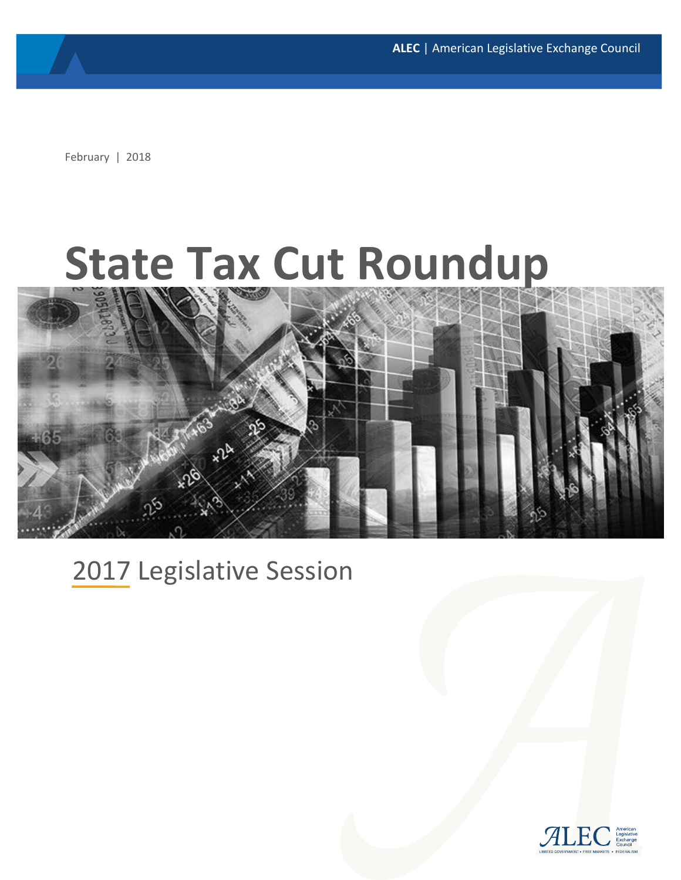ALEC | American Legislative Exchange Council

February | 2018

# State Tax Cut Roundup

## 2017 Legislative Session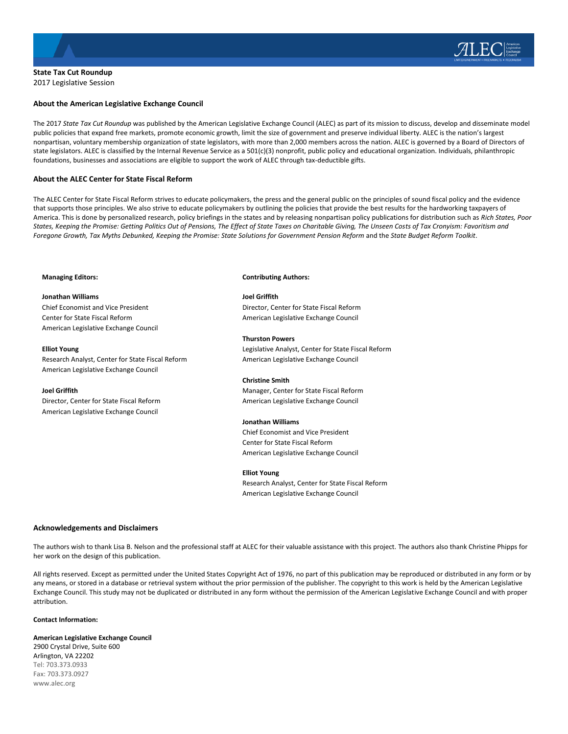**State Tax Cut Roundup**
2017 Legislative Session

## About the American Legislative Exchange Council

The 2017 *State Tax Cut Roundup* was published by the American Legislative Exchange Council (ALEC) as part of its mission to discuss, develop and disseminate model public policies that expand free markets, promote economic growth, limit the size of government and preserve individual liberty. ALEC is the nation's largest nonpartisan, voluntary membership organization of state legislators, with more than 2,000 members across the nation. ALEC is governed by a Board of Directors of state legislators. ALEC is classified by the Internal Revenue Service as a 501(c)(3) nonprofit, public policy and educational organization. Individuals, philanthropic foundations, businesses and associations are eligible to support the work of ALEC through tax-deductible gifts.

## About the ALEC Center for State Fiscal Reform

The ALEC Center for State Fiscal Reform strives to educate policymakers, the press and the general public on the principles of sound fiscal policy and the evidence that supports those principles. We also strive to educate policymakers by outlining the policies that provide the best results for the hardworking taxpayers of America. This is done by personalized research, policy briefings in the states and by releasing nonpartisan policy publications for distribution such as *Rich States, Poor States, Keeping the Promise: Getting Politics Out of Pensions, The Effect of State Taxes on Charitable Giving, The Unseen Costs of Tax Cronyism: Favoritism and Foregone Growth, Tax Myths Debunked, Keeping the Promise: State Solutions for Government Pension Reform* and the *State Budget Reform Toolkit*.

**Managing Editors:**

**Jonathan Williams**
Chief Economist and Vice President
Center for State Fiscal Reform
American Legislative Exchange Council

**Elliot Young**
Research Analyst, Center for State Fiscal Reform
American Legislative Exchange Council

**Joel Griffith**
Director, Center for State Fiscal Reform
American Legislative Exchange Council

**Contributing Authors:**

**Joel Griffith**
Director, Center for State Fiscal Reform
American Legislative Exchange Council

**Thurston Powers**
Legislative Analyst, Center for State Fiscal Reform
American Legislative Exchange Council

**Christine Smith**
Manager, Center for State Fiscal Reform
American Legislative Exchange Council

**Jonathan Williams**
Chief Economist and Vice President
Center for State Fiscal Reform
American Legislative Exchange Council

**Elliot Young**
Research Analyst, Center for State Fiscal Reform
American Legislative Exchange Council

## Acknowledgements and Disclaimers

The authors wish to thank Lisa B. Nelson and the professional staff at ALEC for their valuable assistance with this project. The authors also thank Christine Phipps for her work on the design of this publication.

All rights reserved. Except as permitted under the United States Copyright Act of 1976, no part of this publication may be reproduced or distributed in any form or by any means, or stored in a database or retrieval system without the prior permission of the publisher. The copyright to this work is held by the American Legislative Exchange Council. This study may not be duplicated or distributed in any form without the permission of the American Legislative Exchange Council and with proper attribution.

**Contact Information:**

**American Legislative Exchange Council**
2900 Crystal Drive, Suite 600
Arlington, VA 22202
Tel: 703.373.0933
Fax: 703.373.0927
www.alec.org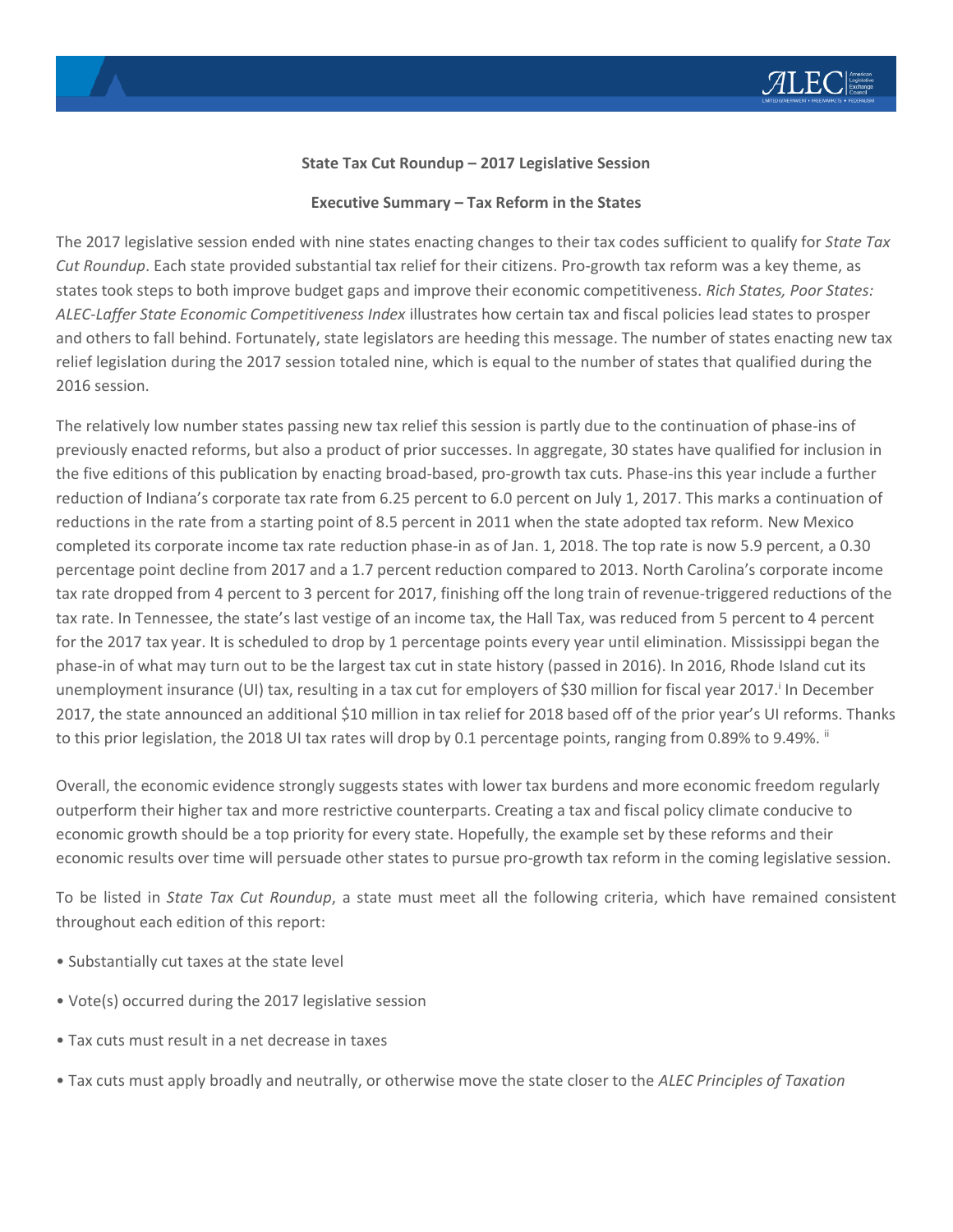**State Tax Cut Roundup – 2017 Legislative Session**

**Executive Summary – Tax Reform in the States**

The 2017 legislative session ended with nine states enacting changes to their tax codes sufficient to qualify for *State Tax Cut Roundup*. Each state provided substantial tax relief for their citizens. Pro-growth tax reform was a key theme, as states took steps to both improve budget gaps and improve their economic competitiveness. *Rich States, Poor States: ALEC-Laffer State Economic Competitiveness Index* illustrates how certain tax and fiscal policies lead states to prosper and others to fall behind. Fortunately, state legislators are heeding this message. The number of states enacting new tax relief legislation during the 2017 session totaled nine, which is equal to the number of states that qualified during the 2016 session.

The relatively low number states passing new tax relief this session is partly due to the continuation of phase-ins of previously enacted reforms, but also a product of prior successes. In aggregate, 30 states have qualified for inclusion in the five editions of this publication by enacting broad-based, pro-growth tax cuts. Phase-ins this year include a further reduction of Indiana's corporate tax rate from 6.25 percent to 6.0 percent on July 1, 2017. This marks a continuation of reductions in the rate from a starting point of 8.5 percent in 2011 when the state adopted tax reform. New Mexico completed its corporate income tax rate reduction phase-in as of Jan. 1, 2018. The top rate is now 5.9 percent, a 0.30 percentage point decline from 2017 and a 1.7 percent reduction compared to 2013. North Carolina's corporate income tax rate dropped from 4 percent to 3 percent for 2017, finishing off the long train of revenue-triggered reductions of the tax rate. In Tennessee, the state's last vestige of an income tax, the Hall Tax, was reduced from 5 percent to 4 percent for the 2017 tax year. It is scheduled to drop by 1 percentage points every year until elimination. Mississippi began the phase-in of what may turn out to be the largest tax cut in state history (passed in 2016). In 2016, Rhode Island cut its unemployment insurance (UI) tax, resulting in a tax cut for employers of $30 million for fiscal year 2017.[i] In December 2017, the state announced an additional $10 million in tax relief for 2018 based off of the prior year's UI reforms. Thanks to this prior legislation, the 2018 UI tax rates will drop by 0.1 percentage points, ranging from 0.89% to 9.49%.[ii]

Overall, the economic evidence strongly suggests states with lower tax burdens and more economic freedom regularly outperform their higher tax and more restrictive counterparts. Creating a tax and fiscal policy climate conducive to economic growth should be a top priority for every state. Hopefully, the example set by these reforms and their economic results over time will persuade other states to pursue pro-growth tax reform in the coming legislative session.

To be listed in *State Tax Cut Roundup*, a state must meet all the following criteria, which have remained consistent throughout each edition of this report:

- Substantially cut taxes at the state level
- Vote(s) occurred during the 2017 legislative session
- Tax cuts must result in a net decrease in taxes
- Tax cuts must apply broadly and neutrally, or otherwise move the state closer to the *ALEC Principles of Taxation*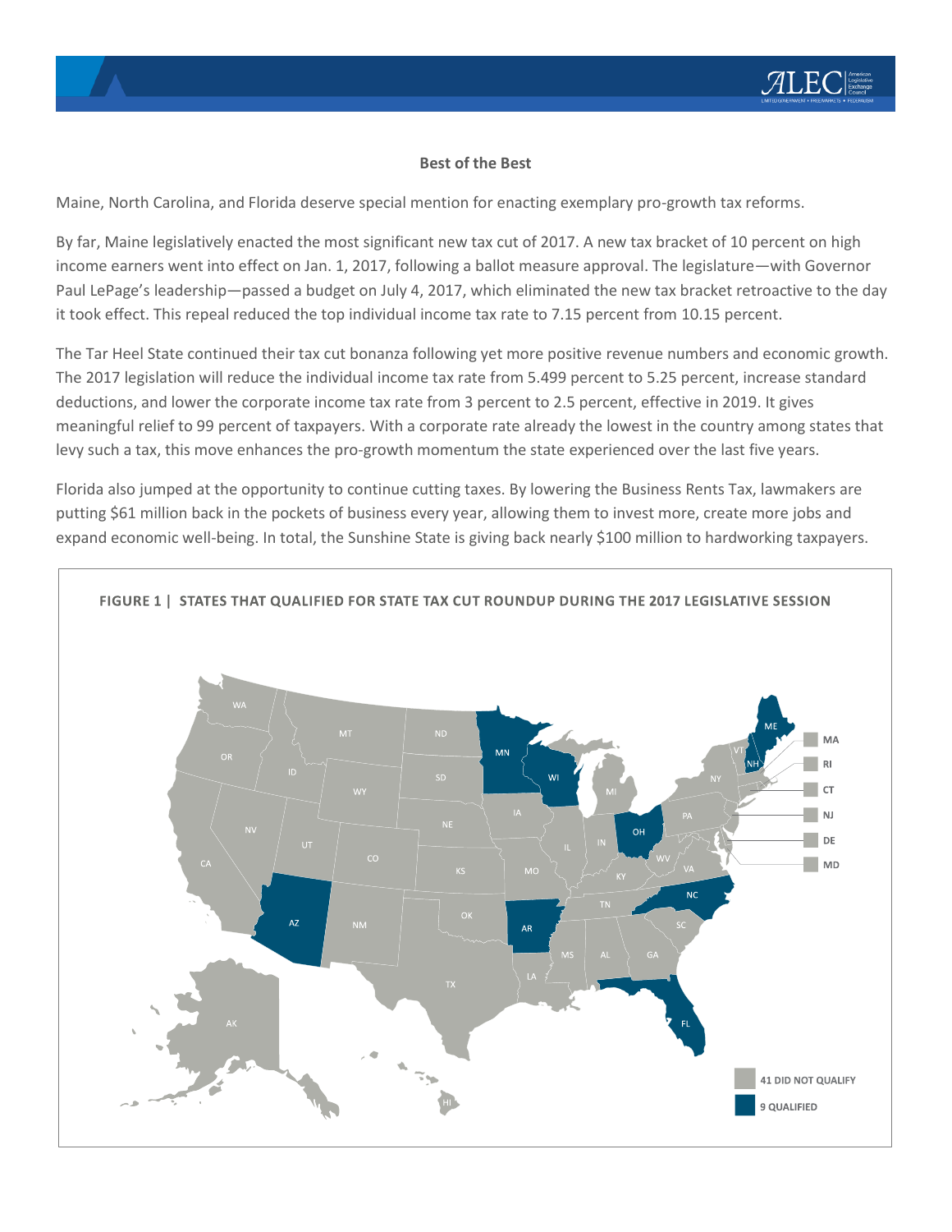### Best of the Best

Maine, North Carolina, and Florida deserve special mention for enacting exemplary pro-growth tax reforms.

By far, Maine legislatively enacted the most significant new tax cut of 2017. A new tax bracket of 10 percent on high income earners went into effect on Jan. 1, 2017, following a ballot measure approval. The legislature—with Governor Paul LePage's leadership—passed a budget on July 4, 2017, which eliminated the new tax bracket retroactive to the day it took effect. This repeal reduced the top individual income tax rate to 7.15 percent from 10.15 percent.

The Tar Heel State continued their tax cut bonanza following yet more positive revenue numbers and economic growth. The 2017 legislation will reduce the individual income tax rate from 5.499 percent to 5.25 percent, increase standard deductions, and lower the corporate income tax rate from 3 percent to 2.5 percent, effective in 2019. It gives meaningful relief to 99 percent of taxpayers. With a corporate rate already the lowest in the country among states that levy such a tax, this move enhances the pro-growth momentum the state experienced over the last five years.

Florida also jumped at the opportunity to continue cutting taxes. By lowering the Business Rents Tax, lawmakers are putting $61 million back in the pockets of business every year, allowing them to invest more, create more jobs and expand economic well-being. In total, the Sunshine State is giving back nearly $100 million to hardworking taxpayers.

**FIGURE 1 | STATES THAT QUALIFIED FOR STATE TAX CUT ROUNDUP DURING THE 2017 LEGISLATIVE SESSION**

41 DID NOT QUALIFY

9 QUALIFIED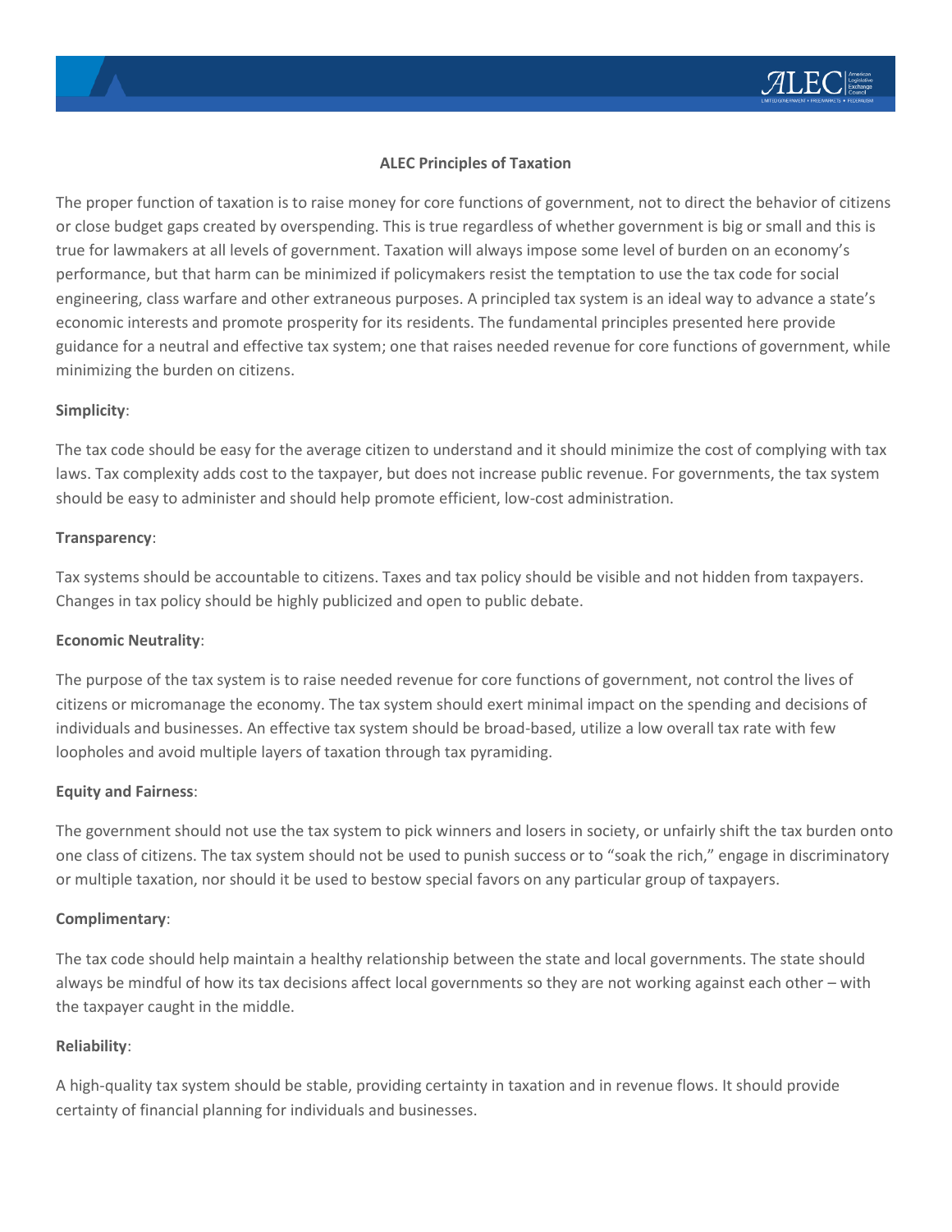# ALEC Principles of Taxation

The proper function of taxation is to raise money for core functions of government, not to direct the behavior of citizens or close budget gaps created by overspending. This is true regardless of whether government is big or small and this is true for lawmakers at all levels of government. Taxation will always impose some level of burden on an economy's performance, but that harm can be minimized if policymakers resist the temptation to use the tax code for social engineering, class warfare and other extraneous purposes. A principled tax system is an ideal way to advance a state's economic interests and promote prosperity for its residents. The fundamental principles presented here provide guidance for a neutral and effective tax system; one that raises needed revenue for core functions of government, while minimizing the burden on citizens.

**Simplicity**:

The tax code should be easy for the average citizen to understand and it should minimize the cost of complying with tax laws. Tax complexity adds cost to the taxpayer, but does not increase public revenue. For governments, the tax system should be easy to administer and should help promote efficient, low-cost administration.

**Transparency**:

Tax systems should be accountable to citizens. Taxes and tax policy should be visible and not hidden from taxpayers. Changes in tax policy should be highly publicized and open to public debate.

**Economic Neutrality**:

The purpose of the tax system is to raise needed revenue for core functions of government, not control the lives of citizens or micromanage the economy. The tax system should exert minimal impact on the spending and decisions of individuals and businesses. An effective tax system should be broad-based, utilize a low overall tax rate with few loopholes and avoid multiple layers of taxation through tax pyramiding.

**Equity and Fairness**:

The government should not use the tax system to pick winners and losers in society, or unfairly shift the tax burden onto one class of citizens. The tax system should not be used to punish success or to "soak the rich," engage in discriminatory or multiple taxation, nor should it be used to bestow special favors on any particular group of taxpayers.

**Complimentary**:

The tax code should help maintain a healthy relationship between the state and local governments. The state should always be mindful of how its tax decisions affect local governments so they are not working against each other – with the taxpayer caught in the middle.

**Reliability**:

A high-quality tax system should be stable, providing certainty in taxation and in revenue flows. It should provide certainty of financial planning for individuals and businesses.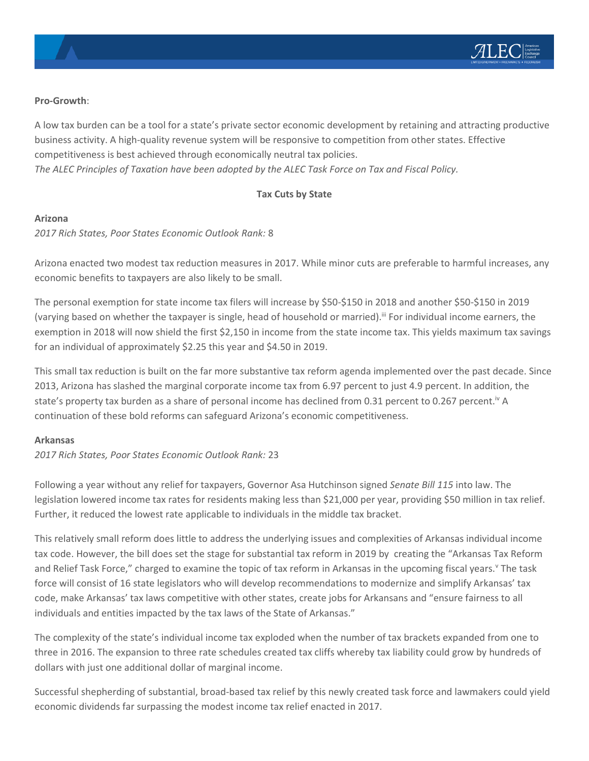**Pro-Growth**:

A low tax burden can be a tool for a state's private sector economic development by retaining and attracting productive business activity. A high-quality revenue system will be responsive to competition from other states. Effective competitiveness is best achieved through economically neutral tax policies.
*The ALEC Principles of Taxation have been adopted by the ALEC Task Force on Tax and Fiscal Policy.*

## Tax Cuts by State

### Arizona

*2017 Rich States, Poor States Economic Outlook Rank:* 8

Arizona enacted two modest tax reduction measures in 2017. While minor cuts are preferable to harmful increases, any economic benefits to taxpayers are also likely to be small.

The personal exemption for state income tax filers will increase by $50-$150 in 2018 and another $50-$150 in 2019 (varying based on whether the taxpayer is single, head of household or married).[iii] For individual income earners, the exemption in 2018 will now shield the first $2,150 in income from the state income tax. This yields maximum tax savings for an individual of approximately $2.25 this year and $4.50 in 2019.

This small tax reduction is built on the far more substantive tax reform agenda implemented over the past decade. Since 2013, Arizona has slashed the marginal corporate income tax from 6.97 percent to just 4.9 percent. In addition, the state's property tax burden as a share of personal income has declined from 0.31 percent to 0.267 percent.[iv] A continuation of these bold reforms can safeguard Arizona's economic competitiveness.

### Arkansas

*2017 Rich States, Poor States Economic Outlook Rank:* 23

Following a year without any relief for taxpayers, Governor Asa Hutchinson signed *Senate Bill 115* into law. The legislation lowered income tax rates for residents making less than $21,000 per year, providing $50 million in tax relief. Further, it reduced the lowest rate applicable to individuals in the middle tax bracket.

This relatively small reform does little to address the underlying issues and complexities of Arkansas individual income tax code. However, the bill does set the stage for substantial tax reform in 2019 by creating the "Arkansas Tax Reform and Relief Task Force," charged to examine the topic of tax reform in Arkansas in the upcoming fiscal years.[v] The task force will consist of 16 state legislators who will develop recommendations to modernize and simplify Arkansas' tax code, make Arkansas' tax laws competitive with other states, create jobs for Arkansans and "ensure fairness to all individuals and entities impacted by the tax laws of the State of Arkansas."

The complexity of the state's individual income tax exploded when the number of tax brackets expanded from one to three in 2016. The expansion to three rate schedules created tax cliffs whereby tax liability could grow by hundreds of dollars with just one additional dollar of marginal income.

Successful shepherding of substantial, broad-based tax relief by this newly created task force and lawmakers could yield economic dividends far surpassing the modest income tax relief enacted in 2017.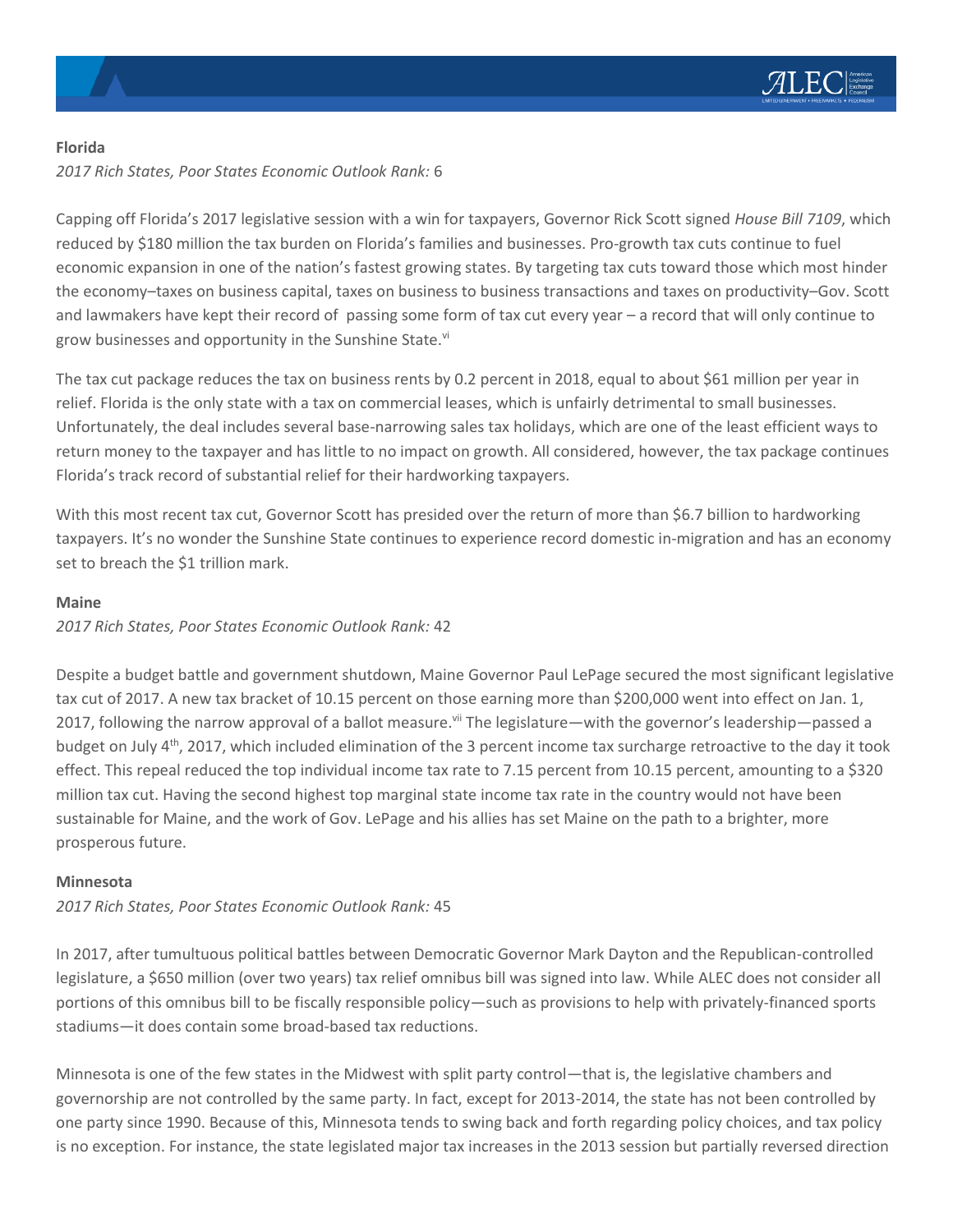**Florida**

*2017 Rich States, Poor States Economic Outlook Rank:* 6

Capping off Florida's 2017 legislative session with a win for taxpayers, Governor Rick Scott signed *House Bill 7109*, which reduced by $180 million the tax burden on Florida's families and businesses. Pro-growth tax cuts continue to fuel economic expansion in one of the nation's fastest growing states. By targeting tax cuts toward those which most hinder the economy–taxes on business capital, taxes on business to business transactions and taxes on productivity–Gov. Scott and lawmakers have kept their record of passing some form of tax cut every year – a record that will only continue to grow businesses and opportunity in the Sunshine State.[vi]

The tax cut package reduces the tax on business rents by 0.2 percent in 2018, equal to about $61 million per year in relief. Florida is the only state with a tax on commercial leases, which is unfairly detrimental to small businesses. Unfortunately, the deal includes several base-narrowing sales tax holidays, which are one of the least efficient ways to return money to the taxpayer and has little to no impact on growth. All considered, however, the tax package continues Florida's track record of substantial relief for their hardworking taxpayers.

With this most recent tax cut, Governor Scott has presided over the return of more than $6.7 billion to hardworking taxpayers. It's no wonder the Sunshine State continues to experience record domestic in-migration and has an economy set to breach the $1 trillion mark.

**Maine**

*2017 Rich States, Poor States Economic Outlook Rank:* 42

Despite a budget battle and government shutdown, Maine Governor Paul LePage secured the most significant legislative tax cut of 2017. A new tax bracket of 10.15 percent on those earning more than $200,000 went into effect on Jan. 1, 2017, following the narrow approval of a ballot measure.[vii] The legislature—with the governor's leadership—passed a budget on July 4th, 2017, which included elimination of the 3 percent income tax surcharge retroactive to the day it took effect. This repeal reduced the top individual income tax rate to 7.15 percent from 10.15 percent, amounting to a $320 million tax cut. Having the second highest top marginal state income tax rate in the country would not have been sustainable for Maine, and the work of Gov. LePage and his allies has set Maine on the path to a brighter, more prosperous future.

**Minnesota**

*2017 Rich States, Poor States Economic Outlook Rank:* 45

In 2017, after tumultuous political battles between Democratic Governor Mark Dayton and the Republican-controlled legislature, a $650 million (over two years) tax relief omnibus bill was signed into law. While ALEC does not consider all portions of this omnibus bill to be fiscally responsible policy—such as provisions to help with privately-financed sports stadiums—it does contain some broad-based tax reductions.

Minnesota is one of the few states in the Midwest with split party control—that is, the legislative chambers and governorship are not controlled by the same party. In fact, except for 2013-2014, the state has not been controlled by one party since 1990. Because of this, Minnesota tends to swing back and forth regarding policy choices, and tax policy is no exception. For instance, the state legislated major tax increases in the 2013 session but partially reversed direction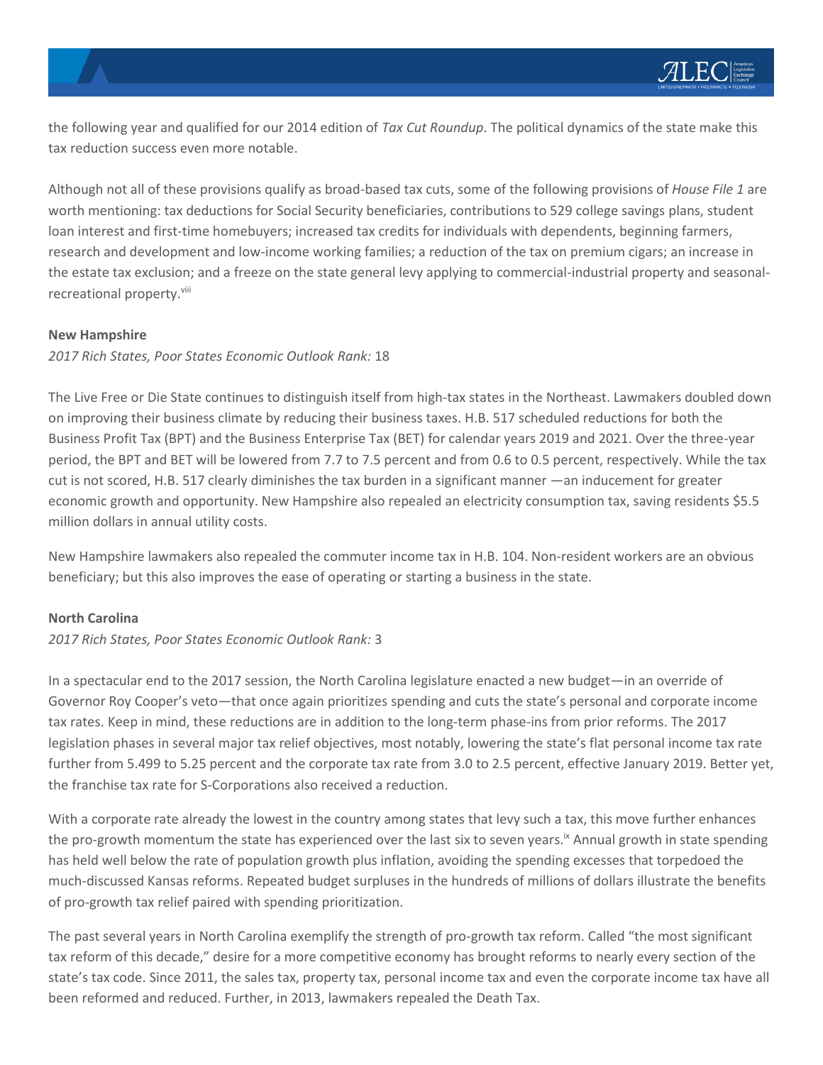the following year and qualified for our 2014 edition of *Tax Cut Roundup*. The political dynamics of the state make this tax reduction success even more notable.

Although not all of these provisions qualify as broad-based tax cuts, some of the following provisions of *House File 1* are worth mentioning: tax deductions for Social Security beneficiaries, contributions to 529 college savings plans, student loan interest and first-time homebuyers; increased tax credits for individuals with dependents, beginning farmers, research and development and low-income working families; a reduction of the tax on premium cigars; an increase in the estate tax exclusion; and a freeze on the state general levy applying to commercial-industrial property and seasonal-recreational property.[viii]

**New Hampshire**

*2017 Rich States, Poor States Economic Outlook Rank:* 18

The Live Free or Die State continues to distinguish itself from high-tax states in the Northeast. Lawmakers doubled down on improving their business climate by reducing their business taxes. H.B. 517 scheduled reductions for both the Business Profit Tax (BPT) and the Business Enterprise Tax (BET) for calendar years 2019 and 2021. Over the three-year period, the BPT and BET will be lowered from 7.7 to 7.5 percent and from 0.6 to 0.5 percent, respectively. While the tax cut is not scored, H.B. 517 clearly diminishes the tax burden in a significant manner —an inducement for greater economic growth and opportunity. New Hampshire also repealed an electricity consumption tax, saving residents $5.5 million dollars in annual utility costs.

New Hampshire lawmakers also repealed the commuter income tax in H.B. 104. Non-resident workers are an obvious beneficiary; but this also improves the ease of operating or starting a business in the state.

**North Carolina**

*2017 Rich States, Poor States Economic Outlook Rank:* 3

In a spectacular end to the 2017 session, the North Carolina legislature enacted a new budget—in an override of Governor Roy Cooper's veto—that once again prioritizes spending and cuts the state's personal and corporate income tax rates. Keep in mind, these reductions are in addition to the long-term phase-ins from prior reforms. The 2017 legislation phases in several major tax relief objectives, most notably, lowering the state's flat personal income tax rate further from 5.499 to 5.25 percent and the corporate tax rate from 3.0 to 2.5 percent, effective January 2019. Better yet, the franchise tax rate for S-Corporations also received a reduction.

With a corporate rate already the lowest in the country among states that levy such a tax, this move further enhances the pro-growth momentum the state has experienced over the last six to seven years.[ix] Annual growth in state spending has held well below the rate of population growth plus inflation, avoiding the spending excesses that torpedoed the much-discussed Kansas reforms. Repeated budget surpluses in the hundreds of millions of dollars illustrate the benefits of pro-growth tax relief paired with spending prioritization.

The past several years in North Carolina exemplify the strength of pro-growth tax reform. Called "the most significant tax reform of this decade," desire for a more competitive economy has brought reforms to nearly every section of the state's tax code. Since 2011, the sales tax, property tax, personal income tax and even the corporate income tax have all been reformed and reduced. Further, in 2013, lawmakers repealed the Death Tax.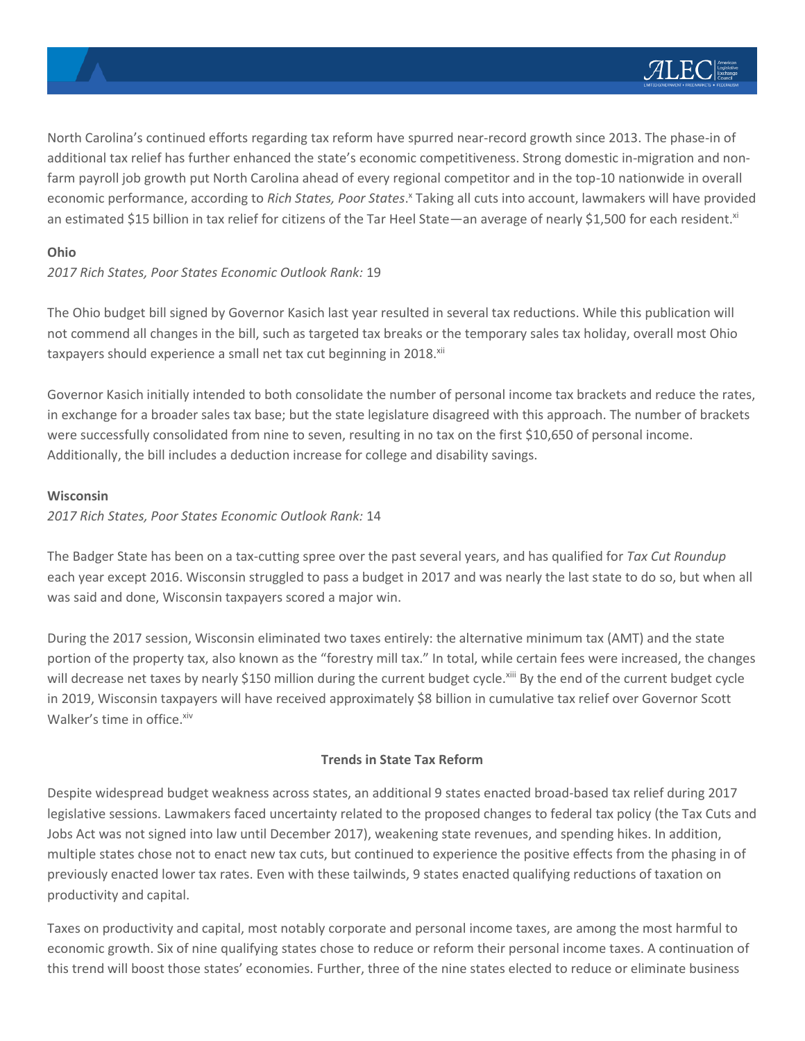North Carolina's continued efforts regarding tax reform have spurred near-record growth since 2013. The phase-in of additional tax relief has further enhanced the state's economic competitiveness. Strong domestic in-migration and non-farm payroll job growth put North Carolina ahead of every regional competitor and in the top-10 nationwide in overall economic performance, according to *Rich States, Poor States*.[x] Taking all cuts into account, lawmakers will have provided an estimated $15 billion in tax relief for citizens of the Tar Heel State—an average of nearly $1,500 for each resident.[xi]

**Ohio**

*2017 Rich States, Poor States Economic Outlook Rank:* 19

The Ohio budget bill signed by Governor Kasich last year resulted in several tax reductions. While this publication will not commend all changes in the bill, such as targeted tax breaks or the temporary sales tax holiday, overall most Ohio taxpayers should experience a small net tax cut beginning in 2018.[xii]

Governor Kasich initially intended to both consolidate the number of personal income tax brackets and reduce the rates, in exchange for a broader sales tax base; but the state legislature disagreed with this approach. The number of brackets were successfully consolidated from nine to seven, resulting in no tax on the first $10,650 of personal income. Additionally, the bill includes a deduction increase for college and disability savings.

**Wisconsin**

*2017 Rich States, Poor States Economic Outlook Rank:* 14

The Badger State has been on a tax-cutting spree over the past several years, and has qualified for *Tax Cut Roundup* each year except 2016. Wisconsin struggled to pass a budget in 2017 and was nearly the last state to do so, but when all was said and done, Wisconsin taxpayers scored a major win.

During the 2017 session, Wisconsin eliminated two taxes entirely: the alternative minimum tax (AMT) and the state portion of the property tax, also known as the "forestry mill tax." In total, while certain fees were increased, the changes will decrease net taxes by nearly $150 million during the current budget cycle.[xiii] By the end of the current budget cycle in 2019, Wisconsin taxpayers will have received approximately $8 billion in cumulative tax relief over Governor Scott Walker's time in office.[xiv]

## Trends in State Tax Reform

Despite widespread budget weakness across states, an additional 9 states enacted broad-based tax relief during 2017 legislative sessions. Lawmakers faced uncertainty related to the proposed changes to federal tax policy (the Tax Cuts and Jobs Act was not signed into law until December 2017), weakening state revenues, and spending hikes. In addition, multiple states chose not to enact new tax cuts, but continued to experience the positive effects from the phasing in of previously enacted lower tax rates. Even with these tailwinds, 9 states enacted qualifying reductions of taxation on productivity and capital.

Taxes on productivity and capital, most notably corporate and personal income taxes, are among the most harmful to economic growth. Six of nine qualifying states chose to reduce or reform their personal income taxes. A continuation of this trend will boost those states' economies. Further, three of the nine states elected to reduce or eliminate business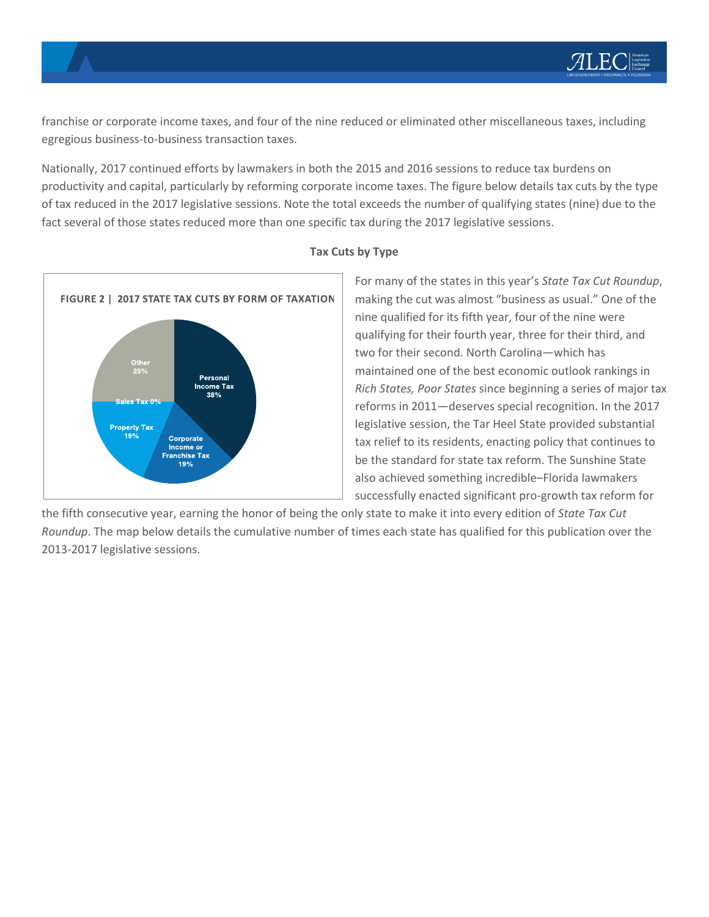franchise or corporate income taxes, and four of the nine reduced or eliminated other miscellaneous taxes, including egregious business-to-business transaction taxes.

Nationally, 2017 continued efforts by lawmakers in both the 2015 and 2016 sessions to reduce tax burdens on productivity and capital, particularly by reforming corporate income taxes. The figure below details tax cuts by the type of tax reduced in the 2017 legislative sessions. Note the total exceeds the number of qualifying states (nine) due to the fact several of those states reduced more than one specific tax during the 2017 legislative sessions.

### Tax Cuts by Type

**FIGURE 2 | 2017 STATE TAX CUTS BY FORM OF TAXATION**

| Form of Taxation | Share |
|---|---|
| Personal Income Tax | 38% |
| Corporate Income or Franchise Tax | 19% |
| Property Tax | 19% |
| Sales Tax | 0% |
| Other | 25% |

For many of the states in this year's *State Tax Cut Roundup*, making the cut was almost "business as usual." One of the nine qualified for its fifth year, four of the nine were qualifying for their fourth year, three for their third, and two for their second. North Carolina—which has maintained one of the best economic outlook rankings in *Rich States, Poor States* since beginning a series of major tax reforms in 2011—deserves special recognition. In the 2017 legislative session, the Tar Heel State provided substantial tax relief to its residents, enacting policy that continues to be the standard for state tax reform. The Sunshine State also achieved something incredible–Florida lawmakers successfully enacted significant pro-growth tax reform for the fifth consecutive year, earning the honor of being the only state to make it into every edition of *State Tax Cut Roundup*. The map below details the cumulative number of times each state has qualified for this publication over the 2013-2017 legislative sessions.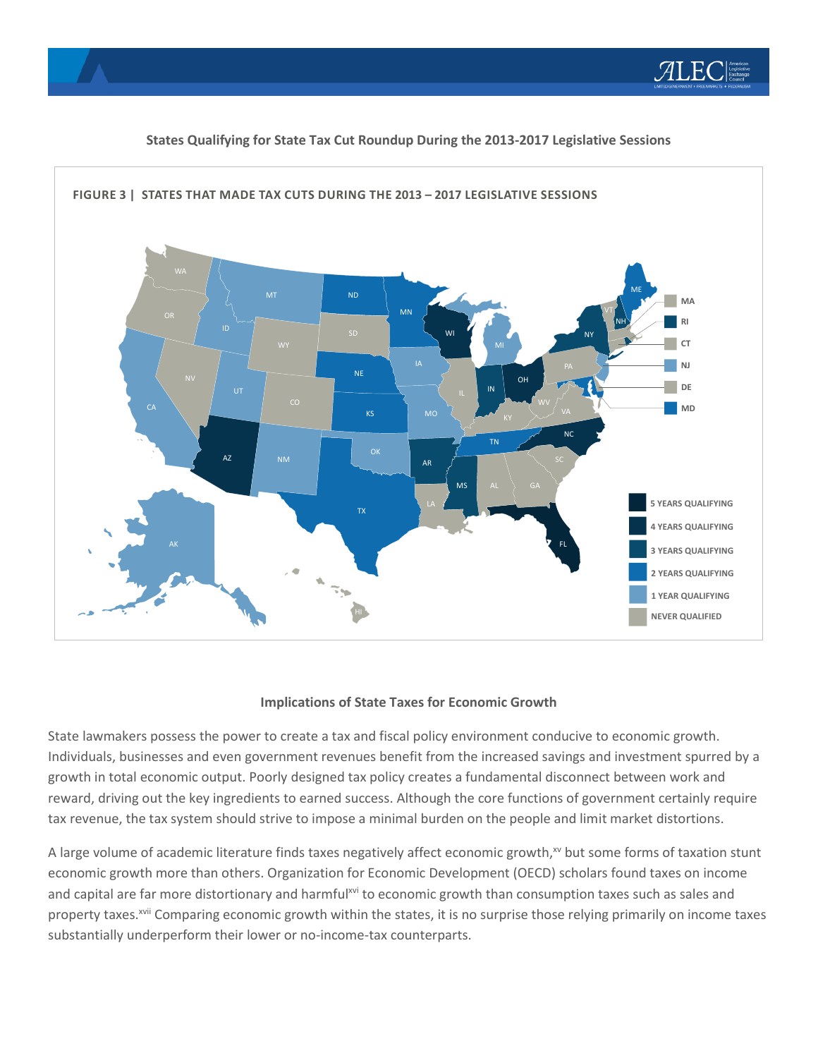**States Qualifying for State Tax Cut Roundup During the 2013-2017 Legislative Sessions**

**FIGURE 3 | STATES THAT MADE TAX CUTS DURING THE 2013 – 2017 LEGISLATIVE SESSIONS**

### Implications of State Taxes for Economic Growth

State lawmakers possess the power to create a tax and fiscal policy environment conducive to economic growth. Individuals, businesses and even government revenues benefit from the increased savings and investment spurred by a growth in total economic output. Poorly designed tax policy creates a fundamental disconnect between work and reward, driving out the key ingredients to earned success. Although the core functions of government certainly require tax revenue, the tax system should strive to impose a minimal burden on the people and limit market distortions.

A large volume of academic literature finds taxes negatively affect economic growth,[xv] but some forms of taxation stunt economic growth more than others. Organization for Economic Development (OECD) scholars found taxes on income and capital are far more distortionary and harmful[xvi] to economic growth than consumption taxes such as sales and property taxes.[xvii] Comparing economic growth within the states, it is no surprise those relying primarily on income taxes substantially underperform their lower or no-income-tax counterparts.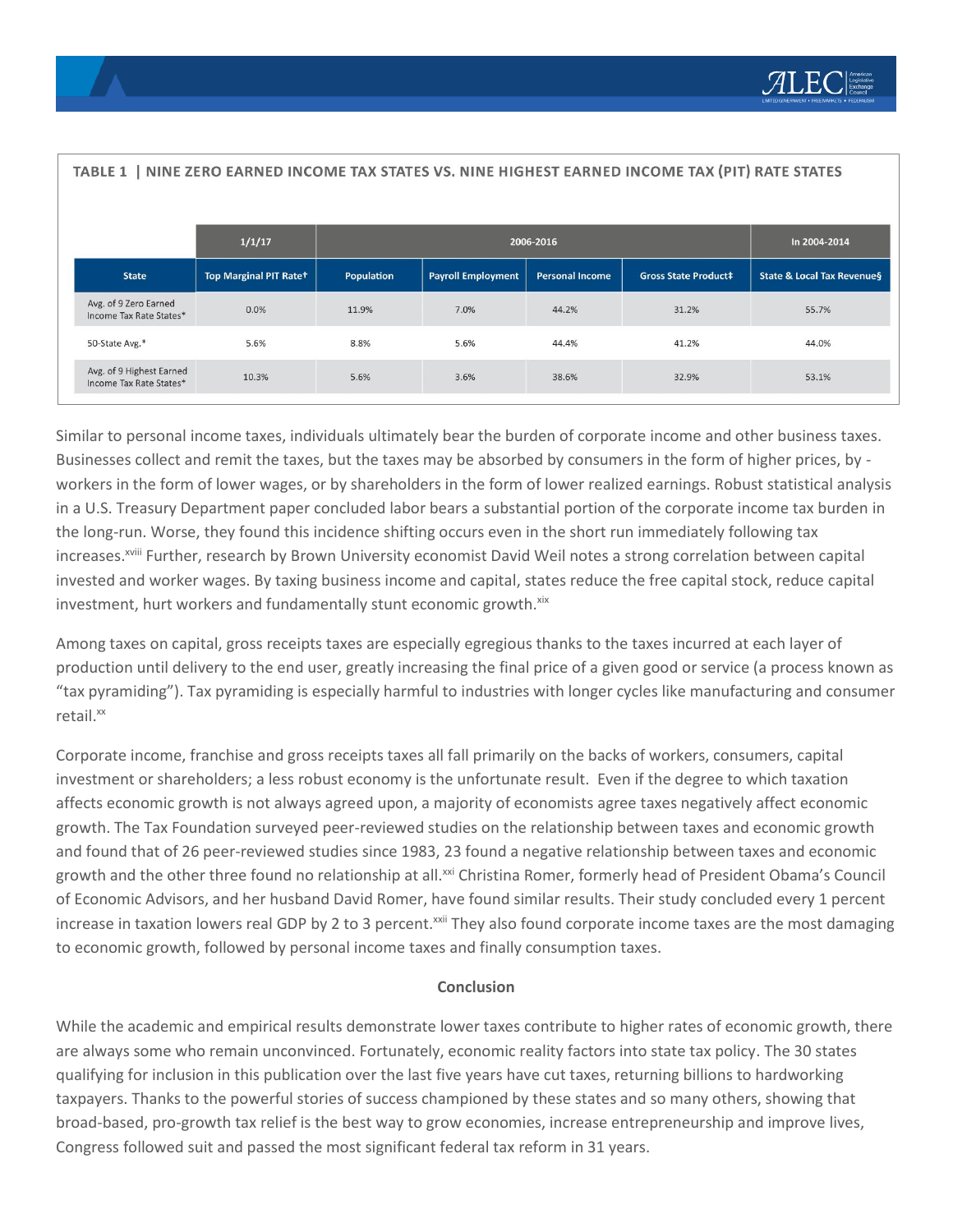**TABLE 1 | NINE ZERO EARNED INCOME TAX STATES VS. NINE HIGHEST EARNED INCOME TAX (PIT) RATE STATES**

| | 1/1/17 | 2006-2016 | | | | In 2004-2014 |
|---|---|---|---|---|---|---|
| State | Top Marginal PIT Rate† | Population | Payroll Employment | Personal Income | Gross State Product‡ | State & Local Tax Revenue§ |
| Avg. of 9 Zero Earned Income Tax Rate States* | 0.0% | 11.9% | 7.0% | 44.2% | 31.2% | 55.7% |
| 50-State Avg.* | 5.6% | 8.8% | 5.6% | 44.4% | 41.2% | 44.0% |
| Avg. of 9 Highest Earned Income Tax Rate States* | 10.3% | 5.6% | 3.6% | 38.6% | 32.9% | 53.1% |

Similar to personal income taxes, individuals ultimately bear the burden of corporate income and other business taxes. Businesses collect and remit the taxes, but the taxes may be absorbed by consumers in the form of higher prices, by -workers in the form of lower wages, or by shareholders in the form of lower realized earnings. Robust statistical analysis in a U.S. Treasury Department paper concluded labor bears a substantial portion of the corporate income tax burden in the long-run. Worse, they found this incidence shifting occurs even in the short run immediately following tax increases.[xviii] Further, research by Brown University economist David Weil notes a strong correlation between capital invested and worker wages. By taxing business income and capital, states reduce the free capital stock, reduce capital investment, hurt workers and fundamentally stunt economic growth.[xix]

Among taxes on capital, gross receipts taxes are especially egregious thanks to the taxes incurred at each layer of production until delivery to the end user, greatly increasing the final price of a given good or service (a process known as "tax pyramiding"). Tax pyramiding is especially harmful to industries with longer cycles like manufacturing and consumer retail.[xx]

Corporate income, franchise and gross receipts taxes all fall primarily on the backs of workers, consumers, capital investment or shareholders; a less robust economy is the unfortunate result. Even if the degree to which taxation affects economic growth is not always agreed upon, a majority of economists agree taxes negatively affect economic growth. The Tax Foundation surveyed peer-reviewed studies on the relationship between taxes and economic growth and found that of 26 peer-reviewed studies since 1983, 23 found a negative relationship between taxes and economic growth and the other three found no relationship at all.[xxi] Christina Romer, formerly head of President Obama's Council of Economic Advisors, and her husband David Romer, have found similar results. Their study concluded every 1 percent increase in taxation lowers real GDP by 2 to 3 percent.[xxii] They also found corporate income taxes are the most damaging to economic growth, followed by personal income taxes and finally consumption taxes.

## Conclusion

While the academic and empirical results demonstrate lower taxes contribute to higher rates of economic growth, there are always some who remain unconvinced. Fortunately, economic reality factors into state tax policy. The 30 states qualifying for inclusion in this publication over the last five years have cut taxes, returning billions to hardworking taxpayers. Thanks to the powerful stories of success championed by these states and so many others, showing that broad-based, pro-growth tax relief is the best way to grow economies, increase entrepreneurship and improve lives, Congress followed suit and passed the most significant federal tax reform in 31 years.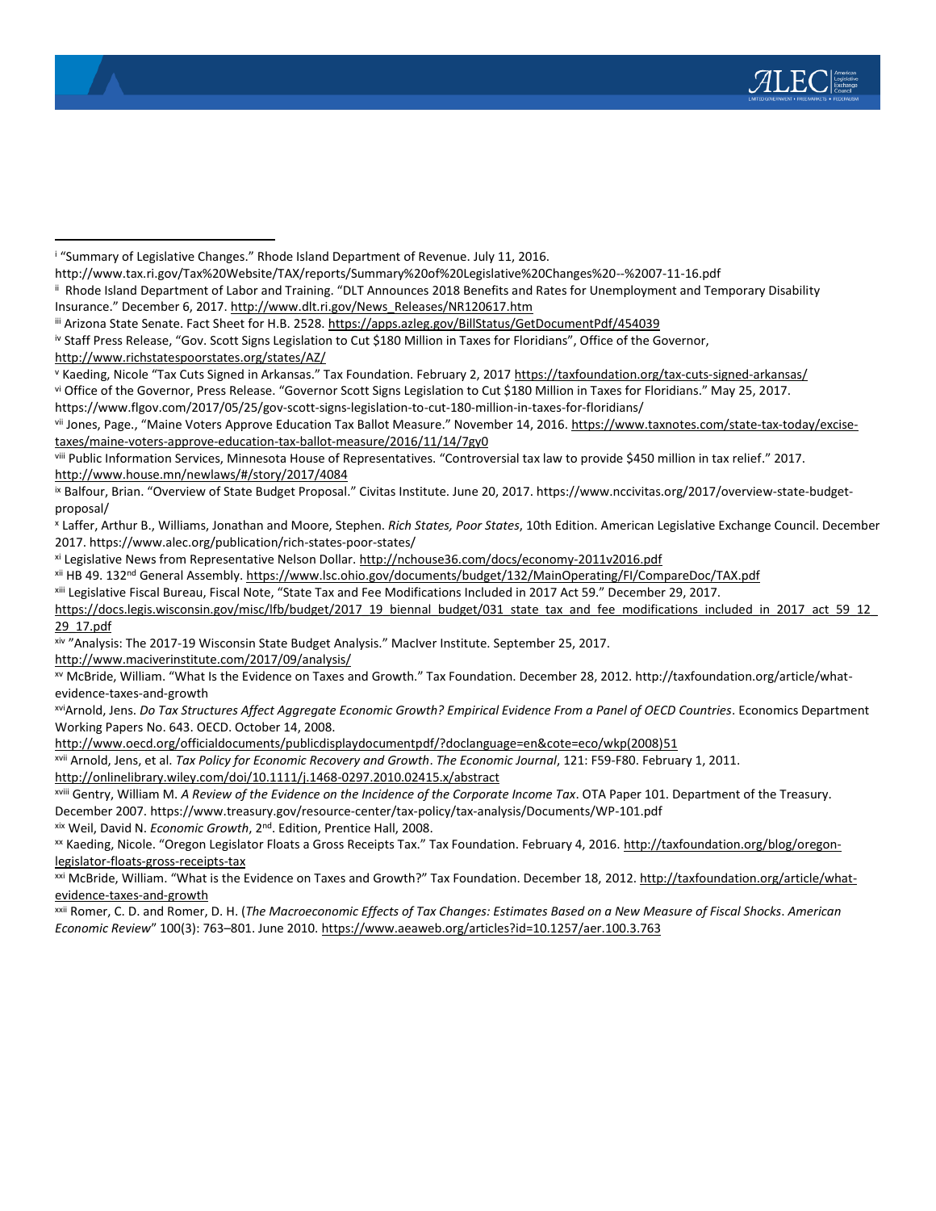[i] "Summary of Legislative Changes." Rhode Island Department of Revenue. July 11, 2016. http://www.tax.ri.gov/Tax%20Website/TAX/reports/Summary%20of%20Legislative%20Changes%20--%2007-11-16.pdf

[ii] Rhode Island Department of Labor and Training. "DLT Announces 2018 Benefits and Rates for Unemployment and Temporary Disability Insurance." December 6, 2017. http://www.dlt.ri.gov/News_Releases/NR120617.htm

[iii] Arizona State Senate. Fact Sheet for H.B. 2528. https://apps.azleg.gov/BillStatus/GetDocumentPdf/454039

[iv] Staff Press Release, "Gov. Scott Signs Legislation to Cut $180 Million in Taxes for Floridians", Office of the Governor, http://www.richstatespoorstates.org/states/AZ/

[v] Kaeding, Nicole "Tax Cuts Signed in Arkansas." Tax Foundation. February 2, 2017 https://taxfoundation.org/tax-cuts-signed-arkansas/

[vi] Office of the Governor, Press Release. "Governor Scott Signs Legislation to Cut $180 Million in Taxes for Floridians." May 25, 2017. https://www.flgov.com/2017/05/25/gov-scott-signs-legislation-to-cut-180-million-in-taxes-for-floridians/

[vii] Jones, Page., "Maine Voters Approve Education Tax Ballot Measure." November 14, 2016. https://www.taxnotes.com/state-tax-today/excise-taxes/maine-voters-approve-education-tax-ballot-measure/2016/11/14/7gy0

[viii] Public Information Services, Minnesota House of Representatives. "Controversial tax law to provide $450 million in tax relief." 2017. http://www.house.mn/newlaws/#/story/2017/4084

[ix] Balfour, Brian. "Overview of State Budget Proposal." Civitas Institute. June 20, 2017. https://www.nccivitas.org/2017/overview-state-budget-proposal/

[x] Laffer, Arthur B., Williams, Jonathan and Moore, Stephen. *Rich States, Poor States*, 10th Edition. American Legislative Exchange Council. December 2017. https://www.alec.org/publication/rich-states-poor-states/

[xi] Legislative News from Representative Nelson Dollar. http://nchouse36.com/docs/economy-2011v2016.pdf

[xii] HB 49. 132nd General Assembly. https://www.lsc.ohio.gov/documents/budget/132/MainOperating/FI/CompareDoc/TAX.pdf

[xiii] Legislative Fiscal Bureau, Fiscal Note, "State Tax and Fee Modifications Included in 2017 Act 59." December 29, 2017. https://docs.legis.wisconsin.gov/misc/lfb/budget/2017_19_biennal_budget/031_state_tax_and_fee_modifications_included_in_2017_act_59_12_29_17.pdf

[xiv] "Analysis: The 2017-19 Wisconsin State Budget Analysis." MacIver Institute. September 25, 2017. http://www.maciverinstitute.com/2017/09/analysis/

[xv] McBride, William. "What Is the Evidence on Taxes and Growth." Tax Foundation. December 28, 2012. http://taxfoundation.org/article/what-evidence-taxes-and-growth

[xvi] Arnold, Jens. *Do Tax Structures Affect Aggregate Economic Growth? Empirical Evidence From a Panel of OECD Countries*. Economics Department Working Papers No. 643. OECD. October 14, 2008. http://www.oecd.org/officialdocuments/publicdisplaydocumentpdf/?doclanguage=en&cote=eco/wkp(2008)51

[xvii] Arnold, Jens, et al. *Tax Policy for Economic Recovery and Growth*. *The Economic Journal*, 121: F59-F80. February 1, 2011. http://onlinelibrary.wiley.com/doi/10.1111/j.1468-0297.2010.02415.x/abstract

[xviii] Gentry, William M. *A Review of the Evidence on the Incidence of the Corporate Income Tax*. OTA Paper 101. Department of the Treasury. December 2007. https://www.treasury.gov/resource-center/tax-policy/tax-analysis/Documents/WP-101.pdf

[xix] Weil, David N. *Economic Growth*, 2nd. Edition, Prentice Hall, 2008.

[xx] Kaeding, Nicole. "Oregon Legislator Floats a Gross Receipts Tax." Tax Foundation. February 4, 2016. http://taxfoundation.org/blog/oregon-legislator-floats-gross-receipts-tax

[xxi] McBride, William. "What is the Evidence on Taxes and Growth?" Tax Foundation. December 18, 2012. http://taxfoundation.org/article/what-evidence-taxes-and-growth

[xxii] Romer, C. D. and Romer, D. H. (*The Macroeconomic Effects of Tax Changes: Estimates Based on a New Measure of Fiscal Shocks*. *American Economic Review*" 100(3): 763–801. June 2010. https://www.aeaweb.org/articles?id=10.1257/aer.100.3.763